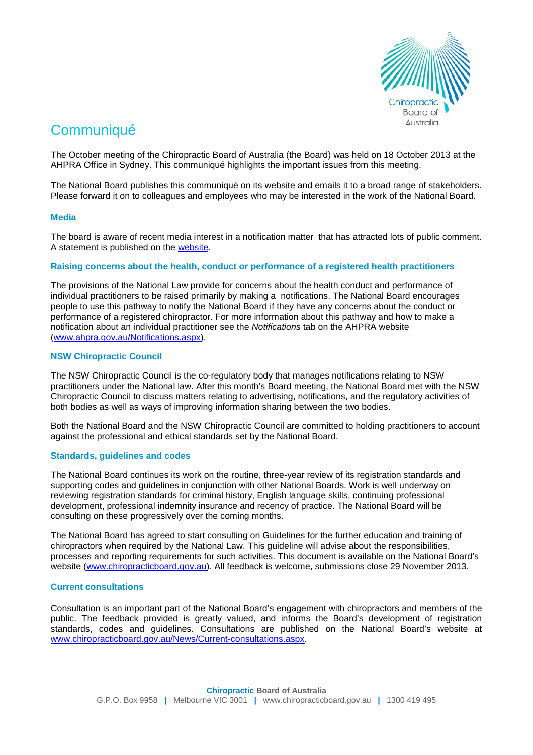# Communiqué

The October meeting of the Chiropractic Board of Australia (the Board) was held on 18 October 2013 at the AHPRA Office in Sydney. This communiqué highlights the important issues from this meeting.

The National Board publishes this communiqué on its website and emails it to a broad range of stakeholders. Please forward it on to colleagues and employees who may be interested in the work of the National Board.

### Media

The board is aware of recent media interest in a notification matter that has attracted lots of public comment. A statement is published on the [website](website).

### Raising concerns about the health, conduct or performance of a registered health practitioners

The provisions of the National Law provide for concerns about the health conduct and performance of individual practitioners to be raised primarily by making a notifications. The National Board encourages people to use this pathway to notify the National Board if they have any concerns about the conduct or performance of a registered chiropractor. For more information about this pathway and how to make a notification about an individual practitioner see the *Notifications* tab on the AHPRA website (www.ahpra.gov.au/Notifications.aspx).

### NSW Chiropractic Council

The NSW Chiropractic Council is the co-regulatory body that manages notifications relating to NSW practitioners under the National law. After this month's Board meeting, the National Board met with the NSW Chiropractic Council to discuss matters relating to advertising, notifications, and the regulatory activities of both bodies as well as ways of improving information sharing between the two bodies.

Both the National Board and the NSW Chiropractic Council are committed to holding practitioners to account against the professional and ethical standards set by the National Board.

### Standards, guidelines and codes

The National Board continues its work on the routine, three-year review of its registration standards and supporting codes and guidelines in conjunction with other National Boards. Work is well underway on reviewing registration standards for criminal history, English language skills, continuing professional development, professional indemnity insurance and recency of practice. The National Board will be consulting on these progressively over the coming months.

The National Board has agreed to start consulting on Guidelines for the further education and training of chiropractors when required by the National Law. This guideline will advise about the responsibilities, processes and reporting requirements for such activities. This document is available on the National Board's website (www.chiropracticboard.gov.au). All feedback is welcome, submissions close 29 November 2013.

### Current consultations

Consultation is an important part of the National Board's engagement with chiropractors and members of the public. The feedback provided is greatly valued, and informs the Board's development of registration standards, codes and guidelines. Consultations are published on the National Board's website at www.chiropracticboard.gov.au/News/Current-consultations.aspx.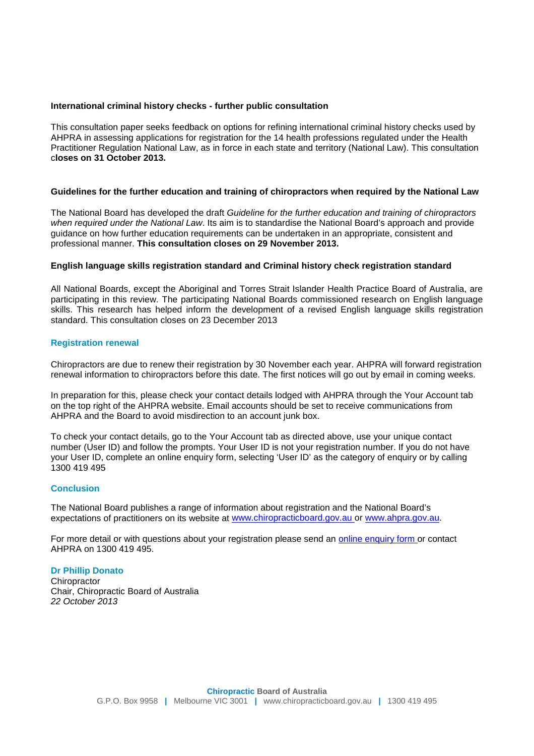**International criminal history checks - further public consultation**

This consultation paper seeks feedback on options for refining international criminal history checks used by AHPRA in assessing applications for registration for the 14 health professions regulated under the Health Practitioner Regulation National Law, as in force in each state and territory (National Law). This consultation c**loses on 31 October 2013.**

**Guidelines for the further education and training of chiropractors when required by the National Law**

The National Board has developed the draft *Guideline for the further education and training of chiropractors when required under the National Law*. Its aim is to standardise the National Board's approach and provide guidance on how further education requirements can be undertaken in an appropriate, consistent and professional manner. **This consultation closes on 29 November 2013.**

**English language skills registration standard and Criminal history check registration standard**

All National Boards, except the Aboriginal and Torres Strait Islander Health Practice Board of Australia, are participating in this review. The participating National Boards commissioned research on English language skills. This research has helped inform the development of a revised English language skills registration standard. This consultation closes on 23 December 2013

## Registration renewal

Chiropractors are due to renew their registration by 30 November each year. AHPRA will forward registration renewal information to chiropractors before this date. The first notices will go out by email in coming weeks.

In preparation for this, please check your contact details lodged with AHPRA through the Your Account tab on the top right of the AHPRA website. Email accounts should be set to receive communications from AHPRA and the Board to avoid misdirection to an account junk box.

To check your contact details, go to the Your Account tab as directed above, use your unique contact number (User ID) and follow the prompts. Your User ID is not your registration number. If you do not have your User ID, complete an online enquiry form, selecting 'User ID' as the category of enquiry or by calling 1300 419 495

## Conclusion

The National Board publishes a range of information about registration and the National Board's expectations of practitioners on its website at www.chiropracticboard.gov.au or www.ahpra.gov.au.

For more detail or with questions about your registration please send an online enquiry form or contact AHPRA on 1300 419 495.

**Dr Phillip Donato**
Chiropractor
Chair, Chiropractic Board of Australia
*22 October 2013*